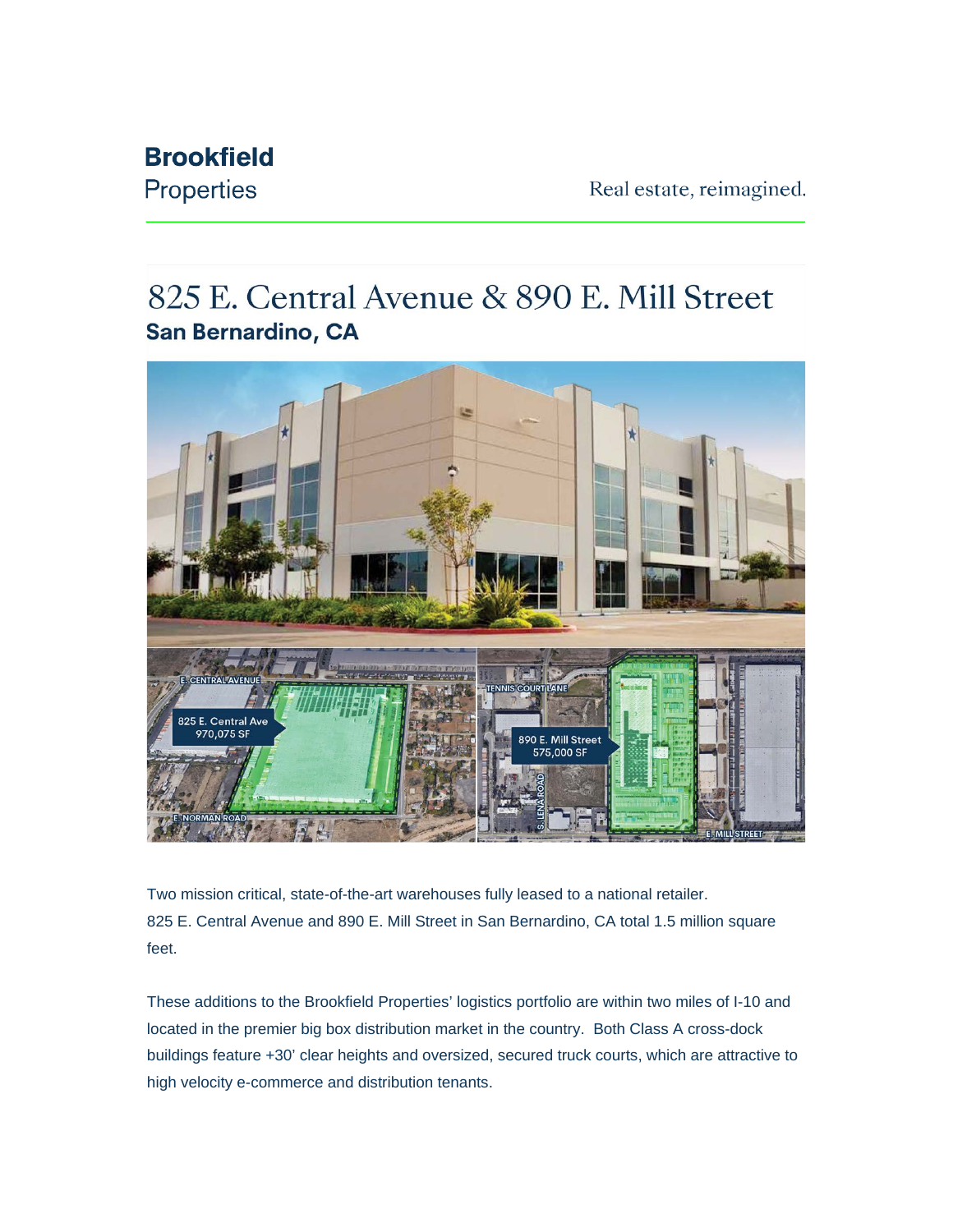**Brookfield**
Properties

Real estate, reimagined.

# 825 E. Central Avenue & 890 E. Mill Street

## San Bernardino, CA

Two mission critical, state-of-the-art warehouses fully leased to a national retailer. 825 E. Central Avenue and 890 E. Mill Street in San Bernardino, CA total 1.5 million square feet.

These additions to the Brookfield Properties' logistics portfolio are within two miles of I-10 and located in the premier big box distribution market in the country. Both Class A cross-dock buildings feature +30' clear heights and oversized, secured truck courts, which are attractive to high velocity e-commerce and distribution tenants.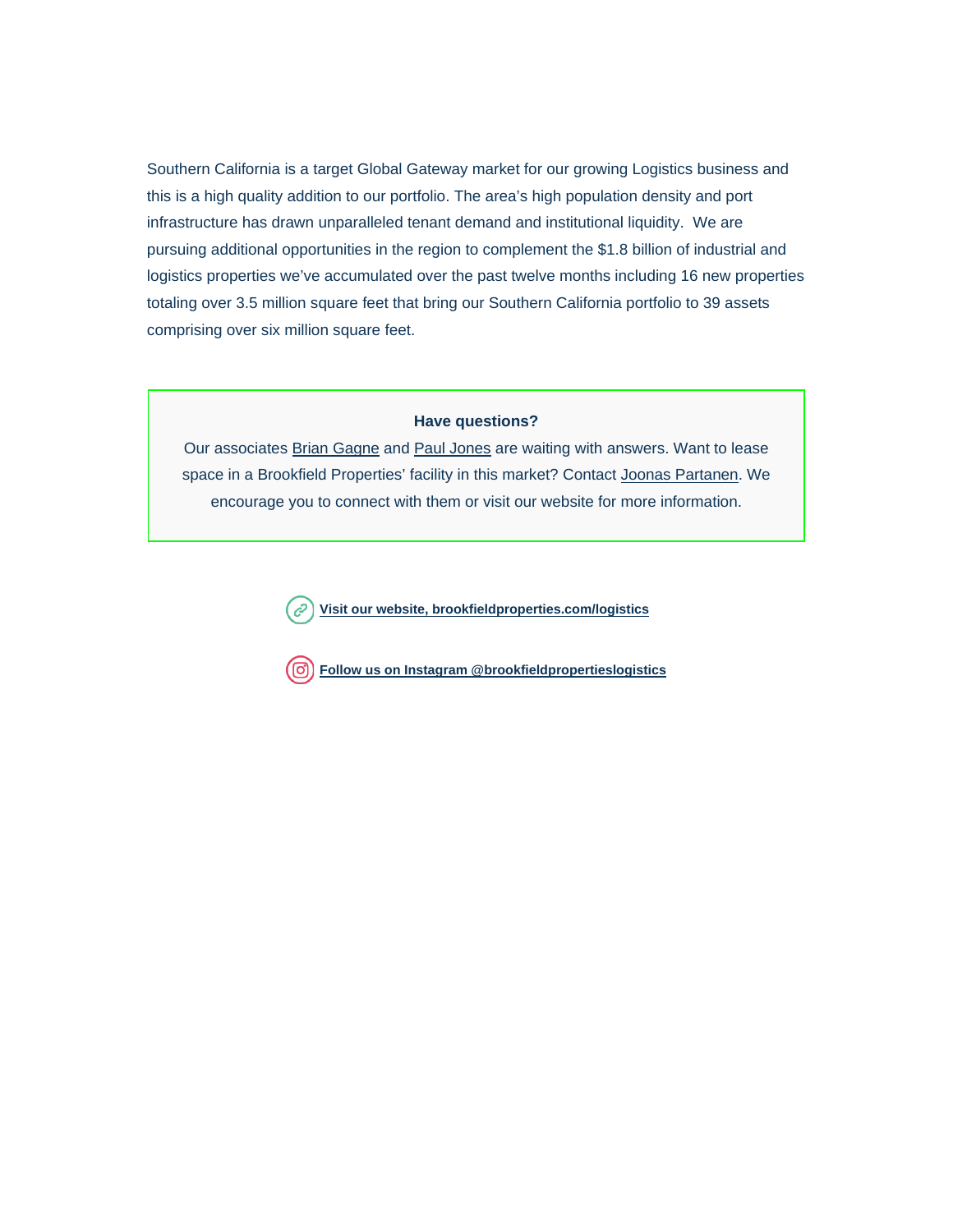Southern California is a target Global Gateway market for our growing Logistics business and this is a high quality addition to our portfolio. The area's high population density and port infrastructure has drawn unparalleled tenant demand and institutional liquidity.  We are pursuing additional opportunities in the region to complement the $1.8 billion of industrial and logistics properties we've accumulated over the past twelve months including 16 new properties totaling over 3.5 million square feet that bring our Southern California portfolio to 39 assets comprising over six million square feet.

**Have questions?**

Our associates Brian Gagne and Paul Jones are waiting with answers. Want to lease space in a Brookfield Properties' facility in this market? Contact Joonas Partanen. We encourage you to connect with them or visit our website for more information.

**Visit our website, brookfieldproperties.com/logistics**

**Follow us on Instagram @brookfieldpropertieslogistics**